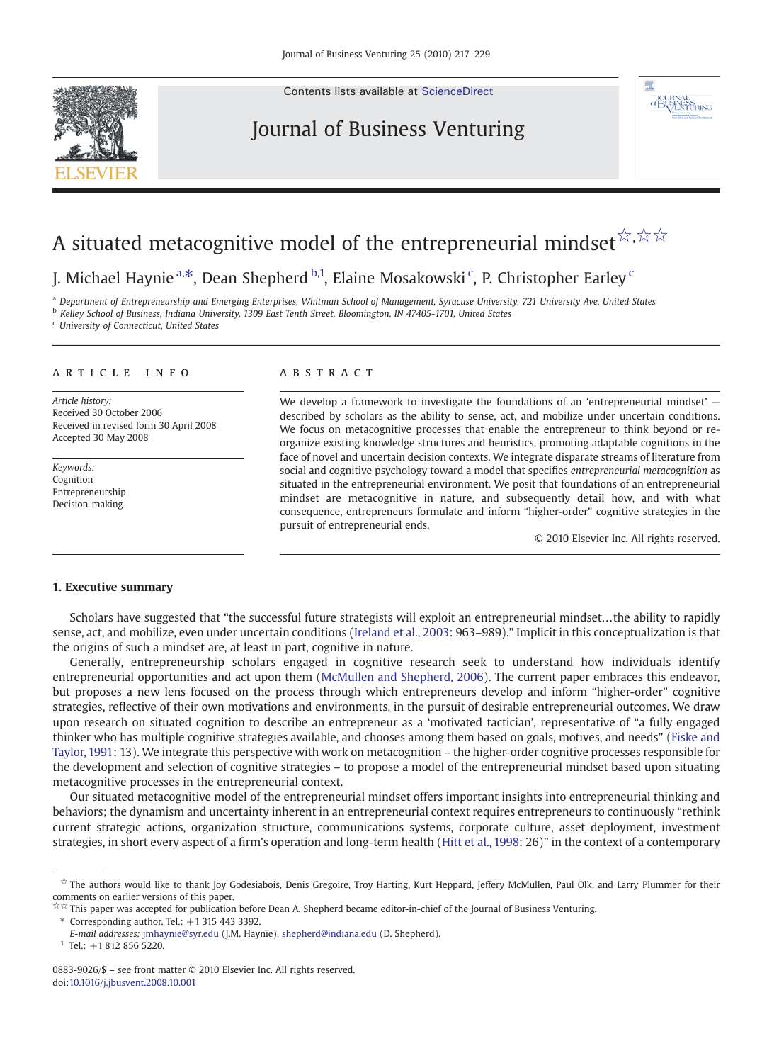# A situated metacognitive model of the entrepreneurial mindset[☆,☆☆]

J. Michael Haynie[a,*], Dean Shepherd[b,1], Elaine Mosakowski[c], P. Christopher Earley[c]

[a] Department of Entrepreneurship and Emerging Enterprises, Whitman School of Management, Syracuse University, 721 University Ave, United States
[b] Kelley School of Business, Indiana University, 1309 East Tenth Street, Bloomington, IN 47405-1701, United States
[c] University of Connecticut, United States

## ARTICLE INFO

*Article history:*
Received 30 October 2006
Received in revised form 30 April 2008
Accepted 30 May 2008

*Keywords:*
Cognition
Entrepreneurship
Decision-making

## ABSTRACT

We develop a framework to investigate the foundations of an 'entrepreneurial mindset' — described by scholars as the ability to sense, act, and mobilize under uncertain conditions. We focus on metacognitive processes that enable the entrepreneur to think beyond or re-organize existing knowledge structures and heuristics, promoting adaptable cognitions in the face of novel and uncertain decision contexts. We integrate disparate streams of literature from social and cognitive psychology toward a model that specifies *entrepreneurial metacognition* as situated in the entrepreneurial environment. We posit that foundations of an entrepreneurial mindset are metacognitive in nature, and subsequently detail how, and with what consequence, entrepreneurs formulate and inform "higher-order" cognitive strategies in the pursuit of entrepreneurial ends.

© 2010 Elsevier Inc. All rights reserved.

## 1. Executive summary

Scholars have suggested that "the successful future strategists will exploit an entrepreneurial mindset…the ability to rapidly sense, act, and mobilize, even under uncertain conditions (Ireland et al., 2003: 963–989)." Implicit in this conceptualization is that the origins of such a mindset are, at least in part, cognitive in nature.

Generally, entrepreneurship scholars engaged in cognitive research seek to understand how individuals identify entrepreneurial opportunities and act upon them (McMullen and Shepherd, 2006). The current paper embraces this endeavor, but proposes a new lens focused on the process through which entrepreneurs develop and inform "higher-order" cognitive strategies, reflective of their own motivations and environments, in the pursuit of desirable entrepreneurial outcomes. We draw upon research on situated cognition to describe an entrepreneur as a 'motivated tactician', representative of "a fully engaged thinker who has multiple cognitive strategies available, and chooses among them based on goals, motives, and needs" (Fiske and Taylor, 1991: 13). We integrate this perspective with work on metacognition – the higher-order cognitive processes responsible for the development and selection of cognitive strategies – to propose a model of the entrepreneurial mindset based upon situating metacognitive processes in the entrepreneurial context.

Our situated metacognitive model of the entrepreneurial mindset offers important insights into entrepreneurial thinking and behaviors; the dynamism and uncertainty inherent in an entrepreneurial context requires entrepreneurs to continuously "rethink current strategic actions, organization structure, communications systems, corporate culture, asset deployment, investment strategies, in short every aspect of a firm's operation and long-term health (Hitt et al., 1998: 26)" in the context of a contemporary

---

☆ The authors would like to thank Joy Godesiabois, Denis Gregoire, Troy Harting, Kurt Heppard, Jeffery McMullen, Paul Olk, and Larry Plummer for their comments on earlier versions of this paper.

☆☆ This paper was accepted for publication before Dean A. Shepherd became editor-in-chief of the Journal of Business Venturing.

\* Corresponding author. Tel.: +1 315 443 3392.
*E-mail addresses:* jmhaynie@syr.edu (J.M. Haynie), shepherd@indiana.edu (D. Shepherd).

[1] Tel.: +1 812 856 5220.

0883-9026/$ – see front matter © 2010 Elsevier Inc. All rights reserved.
doi:10.1016/j.jbusvent.2008.10.001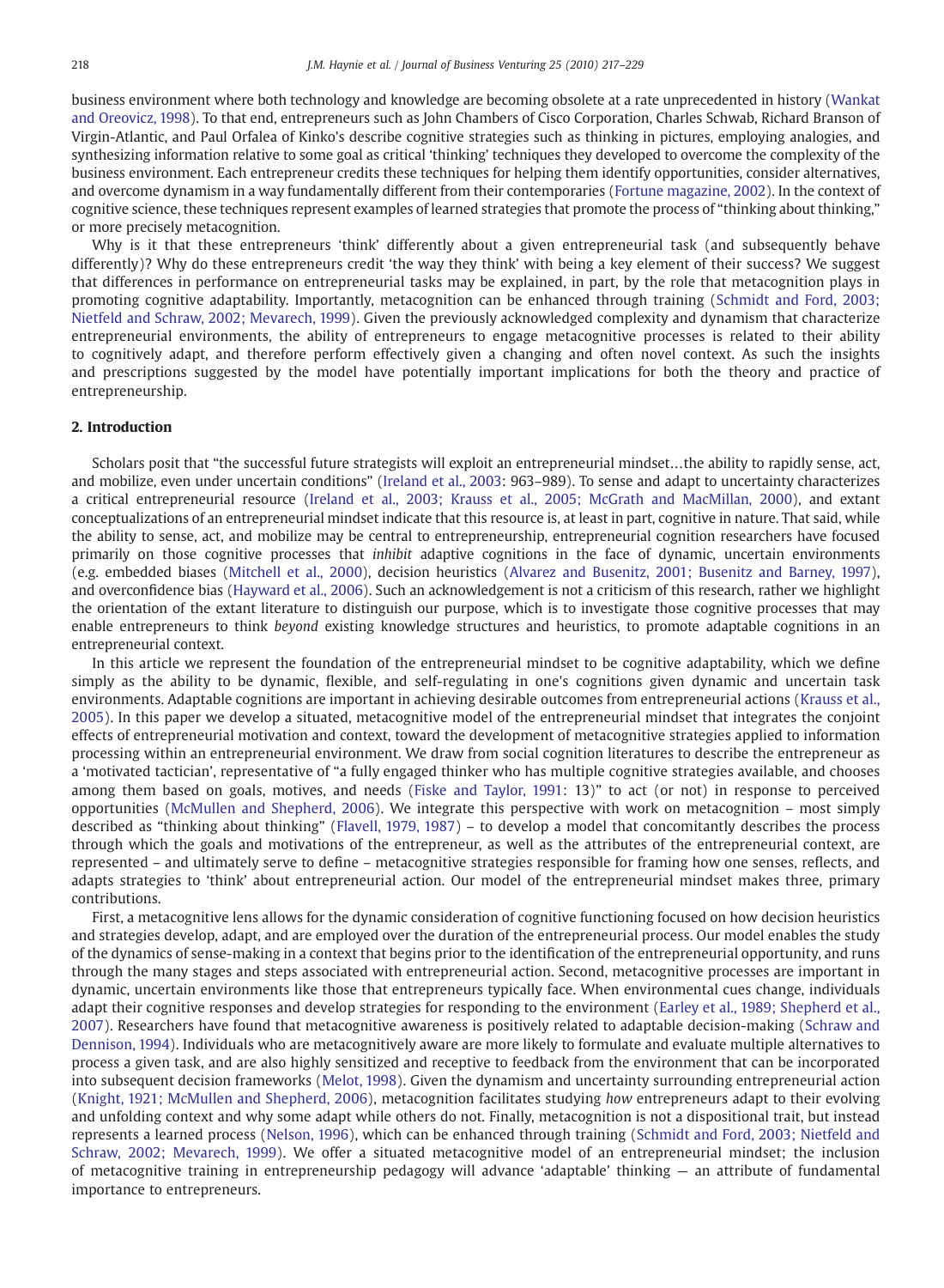business environment where both technology and knowledge are becoming obsolete at a rate unprecedented in history (Wankat and Oreovicz, 1998). To that end, entrepreneurs such as John Chambers of Cisco Corporation, Charles Schwab, Richard Branson of Virgin-Atlantic, and Paul Orfalea of Kinko's describe cognitive strategies such as thinking in pictures, employing analogies, and synthesizing information relative to some goal as critical 'thinking' techniques they developed to overcome the complexity of the business environment. Each entrepreneur credits these techniques for helping them identify opportunities, consider alternatives, and overcome dynamism in a way fundamentally different from their contemporaries (Fortune magazine, 2002). In the context of cognitive science, these techniques represent examples of learned strategies that promote the process of "thinking about thinking," or more precisely metacognition.

Why is it that these entrepreneurs 'think' differently about a given entrepreneurial task (and subsequently behave differently)? Why do these entrepreneurs credit 'the way they think' with being a key element of their success? We suggest that differences in performance on entrepreneurial tasks may be explained, in part, by the role that metacognition plays in promoting cognitive adaptability. Importantly, metacognition can be enhanced through training (Schmidt and Ford, 2003; Nietfeld and Schraw, 2002; Mevarech, 1999). Given the previously acknowledged complexity and dynamism that characterize entrepreneurial environments, the ability of entrepreneurs to engage metacognitive processes is related to their ability to cognitively adapt, and therefore perform effectively given a changing and often novel context. As such the insights and prescriptions suggested by the model have potentially important implications for both the theory and practice of entrepreneurship.

## 2. Introduction

Scholars posit that "the successful future strategists will exploit an entrepreneurial mindset…the ability to rapidly sense, act, and mobilize, even under uncertain conditions" (Ireland et al., 2003: 963–989). To sense and adapt to uncertainty characterizes a critical entrepreneurial resource (Ireland et al., 2003; Krauss et al., 2005; McGrath and MacMillan, 2000), and extant conceptualizations of an entrepreneurial mindset indicate that this resource is, at least in part, cognitive in nature. That said, while the ability to sense, act, and mobilize may be central to entrepreneurship, entrepreneurial cognition researchers have focused primarily on those cognitive processes that *inhibit* adaptive cognitions in the face of dynamic, uncertain environments (e.g. embedded biases (Mitchell et al., 2000), decision heuristics (Alvarez and Busenitz, 2001; Busenitz and Barney, 1997), and overconfidence bias (Hayward et al., 2006). Such an acknowledgement is not a criticism of this research, rather we highlight the orientation of the extant literature to distinguish our purpose, which is to investigate those cognitive processes that may enable entrepreneurs to think *beyond* existing knowledge structures and heuristics, to promote adaptable cognitions in an entrepreneurial context.

In this article we represent the foundation of the entrepreneurial mindset to be cognitive adaptability, which we define simply as the ability to be dynamic, flexible, and self-regulating in one's cognitions given dynamic and uncertain task environments. Adaptable cognitions are important in achieving desirable outcomes from entrepreneurial actions (Krauss et al., 2005). In this paper we develop a situated, metacognitive model of the entrepreneurial mindset that integrates the conjoint effects of entrepreneurial motivation and context, toward the development of metacognitive strategies applied to information processing within an entrepreneurial environment. We draw from social cognition literatures to describe the entrepreneur as a 'motivated tactician', representative of "a fully engaged thinker who has multiple cognitive strategies available, and chooses among them based on goals, motives, and needs (Fiske and Taylor, 1991: 13)" to act (or not) in response to perceived opportunities (McMullen and Shepherd, 2006). We integrate this perspective with work on metacognition – most simply described as "thinking about thinking" (Flavell, 1979, 1987) – to develop a model that concomitantly describes the process through which the goals and motivations of the entrepreneur, as well as the attributes of the entrepreneurial context, are represented – and ultimately serve to define – metacognitive strategies responsible for framing how one senses, reflects, and adapts strategies to 'think' about entrepreneurial action. Our model of the entrepreneurial mindset makes three, primary contributions.

First, a metacognitive lens allows for the dynamic consideration of cognitive functioning focused on how decision heuristics and strategies develop, adapt, and are employed over the duration of the entrepreneurial process. Our model enables the study of the dynamics of sense-making in a context that begins prior to the identification of the entrepreneurial opportunity, and runs through the many stages and steps associated with entrepreneurial action. Second, metacognitive processes are important in dynamic, uncertain environments like those that entrepreneurs typically face. When environmental cues change, individuals adapt their cognitive responses and develop strategies for responding to the environment (Earley et al., 1989; Shepherd et al., 2007). Researchers have found that metacognitive awareness is positively related to adaptable decision-making (Schraw and Dennison, 1994). Individuals who are metacognitively aware are more likely to formulate and evaluate multiple alternatives to process a given task, and are also highly sensitized and receptive to feedback from the environment that can be incorporated into subsequent decision frameworks (Melot, 1998). Given the dynamism and uncertainty surrounding entrepreneurial action (Knight, 1921; McMullen and Shepherd, 2006), metacognition facilitates studying *how* entrepreneurs adapt to their evolving and unfolding context and why some adapt while others do not. Finally, metacognition is not a dispositional trait, but instead represents a learned process (Nelson, 1996), which can be enhanced through training (Schmidt and Ford, 2003; Nietfeld and Schraw, 2002; Mevarech, 1999). We offer a situated metacognitive model of an entrepreneurial mindset; the inclusion of metacognitive training in entrepreneurship pedagogy will advance 'adaptable' thinking — an attribute of fundamental importance to entrepreneurs.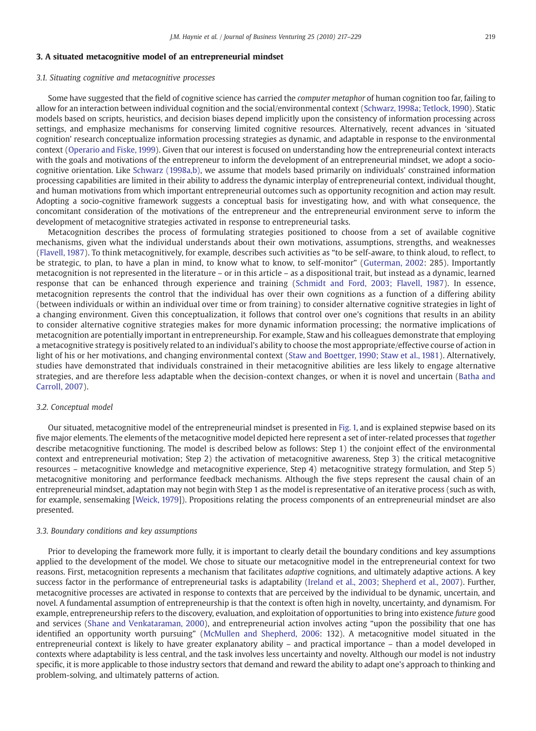## 3. A situated metacognitive model of an entrepreneurial mindset

### 3.1. Situating cognitive and metacognitive processes

Some have suggested that the field of cognitive science has carried the *computer metaphor* of human cognition too far, failing to allow for an interaction between individual cognition and the social/environmental context (Schwarz, 1998a; Tetlock, 1990). Static models based on scripts, heuristics, and decision biases depend implicitly upon the consistency of information processing across settings, and emphasize mechanisms for conserving limited cognitive resources. Alternatively, recent advances in 'situated cognition' research conceptualize information processing strategies as dynamic, and adaptable in response to the environmental context (Operario and Fiske, 1999). Given that our interest is focused on understanding how the entrepreneurial context interacts with the goals and motivations of the entrepreneur to inform the development of an entrepreneurial mindset, we adopt a socio-cognitive orientation. Like Schwarz (1998a,b), we assume that models based primarily on individuals' constrained information processing capabilities are limited in their ability to address the dynamic interplay of entrepreneurial context, individual thought, and human motivations from which important entrepreneurial outcomes such as opportunity recognition and action may result. Adopting a socio-cognitive framework suggests a conceptual basis for investigating how, and with what consequence, the concomitant consideration of the motivations of the entrepreneur and the entrepreneurial environment serve to inform the development of metacognitive strategies activated in response to entrepreneurial tasks.

Metacognition describes the process of formulating strategies positioned to choose from a set of available cognitive mechanisms, given what the individual understands about their own motivations, assumptions, strengths, and weaknesses (Flavell, 1987). To think metacognitively, for example, describes such activities as "to be self-aware, to think aloud, to reflect, to be strategic, to plan, to have a plan in mind, to know what to know, to self-monitor" (Guterman, 2002: 285). Importantly metacognition is not represented in the literature – or in this article – as a dispositional trait, but instead as a dynamic, learned response that can be enhanced through experience and training (Schmidt and Ford, 2003; Flavell, 1987). In essence, metacognition represents the control that the individual has over their own cognitions as a function of a differing ability (between individuals or within an individual over time or from training) to consider alternative cognitive strategies in light of a changing environment. Given this conceptualization, it follows that control over one's cognitions that results in an ability to consider alternative cognitive strategies makes for more dynamic information processing; the normative implications of metacognition are potentially important in entrepreneurship. For example, Staw and his colleagues demonstrate that employing a metacognitive strategy is positively related to an individual's ability to choose the most appropriate/effective course of action in light of his or her motivations, and changing environmental context (Staw and Boettger, 1990; Staw et al., 1981). Alternatively, studies have demonstrated that individuals constrained in their metacognitive abilities are less likely to engage alternative strategies, and are therefore less adaptable when the decision-context changes, or when it is novel and uncertain (Batha and Carroll, 2007).

### 3.2. Conceptual model

Our situated, metacognitive model of the entrepreneurial mindset is presented in Fig. 1, and is explained stepwise based on its five major elements. The elements of the metacognitive model depicted here represent a set of inter-related processes that *together* describe metacognitive functioning. The model is described below as follows: Step 1) the conjoint effect of the environmental context and entrepreneurial motivation; Step 2) the activation of metacognitive awareness, Step 3) the critical metacognitive resources – metacognitive knowledge and metacognitive experience, Step 4) metacognitive strategy formulation, and Step 5) metacognitive monitoring and performance feedback mechanisms. Although the five steps represent the causal chain of an entrepreneurial mindset, adaptation may not begin with Step 1 as the model is representative of an iterative process (such as with, for example, sensemaking [Weick, 1979]). Propositions relating the process components of an entrepreneurial mindset are also presented.

### 3.3. Boundary conditions and key assumptions

Prior to developing the framework more fully, it is important to clearly detail the boundary conditions and key assumptions applied to the development of the model. We chose to situate our metacognitive model in the entrepreneurial context for two reasons. First, metacognition represents a mechanism that facilitates *adaptive* cognitions, and ultimately adaptive actions. A key success factor in the performance of entrepreneurial tasks is adaptability (Ireland et al., 2003; Shepherd et al., 2007). Further, metacognitive processes are activated in response to contexts that are perceived by the individual to be dynamic, uncertain, and novel. A fundamental assumption of entrepreneurship is that the context is often high in novelty, uncertainty, and dynamism. For example, entrepreneurship refers to the discovery, evaluation, and exploitation of opportunities to bring into existence *future* good and services (Shane and Venkataraman, 2000), and entrepreneurial action involves acting "upon the possibility that one has identified an opportunity worth pursuing" (McMullen and Shepherd, 2006: 132). A metacognitive model situated in the entrepreneurial context is likely to have greater explanatory ability – and practical importance – than a model developed in contexts where adaptability is less central, and the task involves less uncertainty and novelty. Although our model is not industry specific, it is more applicable to those industry sectors that demand and reward the ability to adapt one's approach to thinking and problem-solving, and ultimately patterns of action.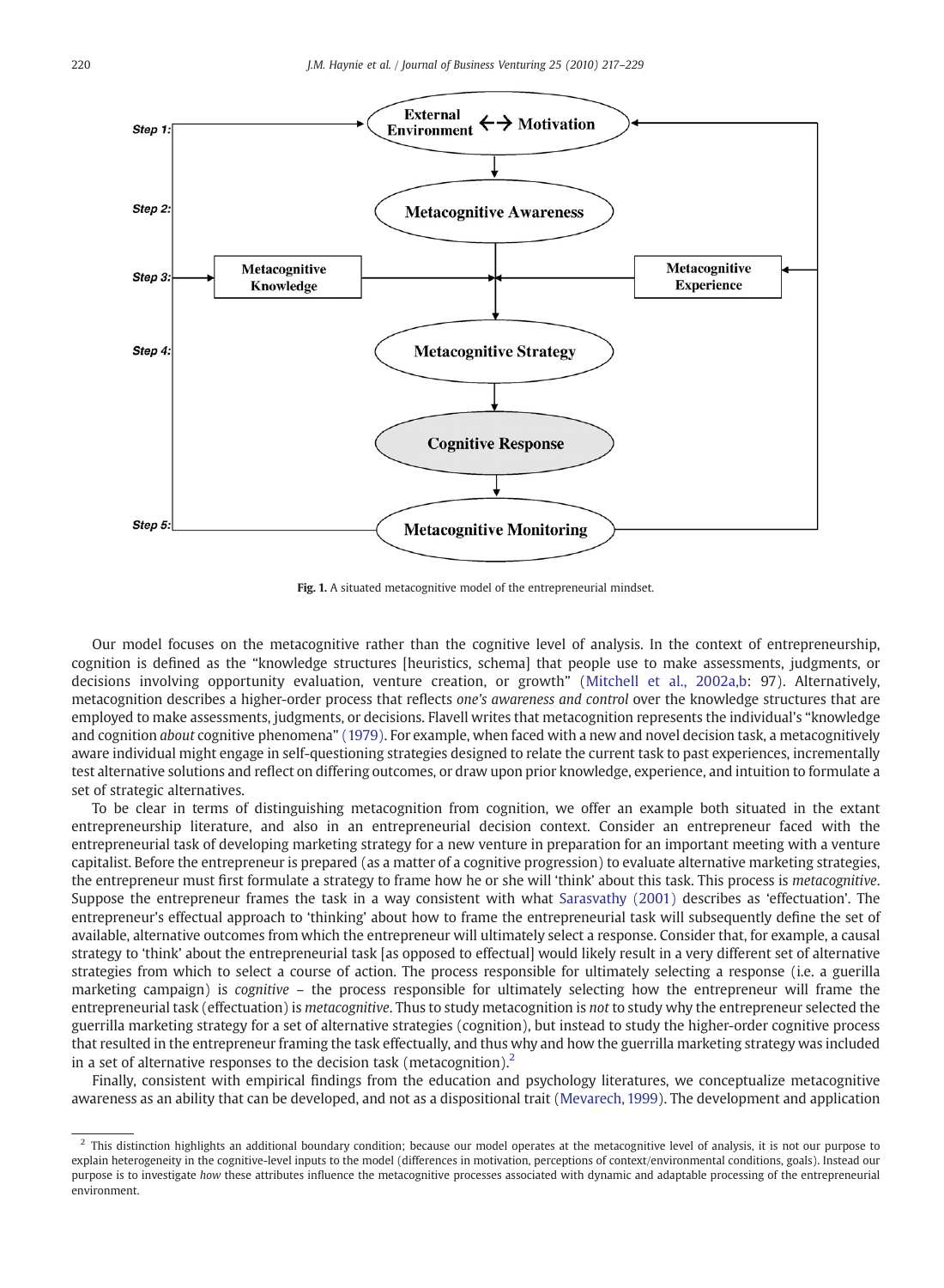Step 1:

External Environment ↔ Motivation

Step 2:

Metacognitive Awareness

Step 3:

Metacognitive Knowledge

Metacognitive Experience

Step 4:

Metacognitive Strategy

Cognitive Response

Step 5:

Metacognitive Monitoring

**Fig. 1.** A situated metacognitive model of the entrepreneurial mindset.

Our model focuses on the metacognitive rather than the cognitive level of analysis. In the context of entrepreneurship, cognition is defined as the "knowledge structures [heuristics, schema] that people use to make assessments, judgments, or decisions involving opportunity evaluation, venture creation, or growth" (Mitchell et al., 2002a,b: 97). Alternatively, metacognition describes a higher-order process that reflects *one's awareness and control* over the knowledge structures that are employed to make assessments, judgments, or decisions. Flavell writes that metacognition represents the individual's "knowledge and cognition *about* cognitive phenomena" (1979). For example, when faced with a new and novel decision task, a metacognitively aware individual might engage in self-questioning strategies designed to relate the current task to past experiences, incrementally test alternative solutions and reflect on differing outcomes, or draw upon prior knowledge, experience, and intuition to formulate a set of strategic alternatives.

To be clear in terms of distinguishing metacognition from cognition, we offer an example both situated in the extant entrepreneurship literature, and also in an entrepreneurial decision context. Consider an entrepreneur faced with the entrepreneurial task of developing marketing strategy for a new venture in preparation for an important meeting with a venture capitalist. Before the entrepreneur is prepared (as a matter of a cognitive progression) to evaluate alternative marketing strategies, the entrepreneur must first formulate a strategy to frame how he or she will 'think' about this task. This process is *metacognitive*. Suppose the entrepreneur frames the task in a way consistent with what Sarasvathy (2001) describes as 'effectuation'. The entrepreneur's effectual approach to 'thinking' about how to frame the entrepreneurial task will subsequently define the set of available, alternative outcomes from which the entrepreneur will ultimately select a response. Consider that, for example, a causal strategy to 'think' about the entrepreneurial task [as opposed to effectual] would likely result in a very different set of alternative strategies from which to select a course of action. The process responsible for ultimately selecting a response (i.e. a guerilla marketing campaign) is *cognitive* – the process responsible for ultimately selecting how the entrepreneur will frame the entrepreneurial task (effectuation) is *metacognitive*. Thus to study metacognition is *not* to study why the entrepreneur selected the guerrilla marketing strategy for a set of alternative strategies (cognition), but instead to study the higher-order cognitive process that resulted in the entrepreneur framing the task effectually, and thus why and how the guerrilla marketing strategy was included in a set of alternative responses to the decision task (metacognition).[2]

Finally, consistent with empirical findings from the education and psychology literatures, we conceptualize metacognitive awareness as an ability that can be developed, and not as a dispositional trait (Mevarech, 1999). The development and application

[2] This distinction highlights an additional boundary condition; because our model operates at the metacognitive level of analysis, it is not our purpose to explain heterogeneity in the cognitive-level inputs to the model (differences in motivation, perceptions of context/environmental conditions, goals). Instead our purpose is to investigate *how* these attributes influence the metacognitive processes associated with dynamic and adaptable processing of the entrepreneurial environment.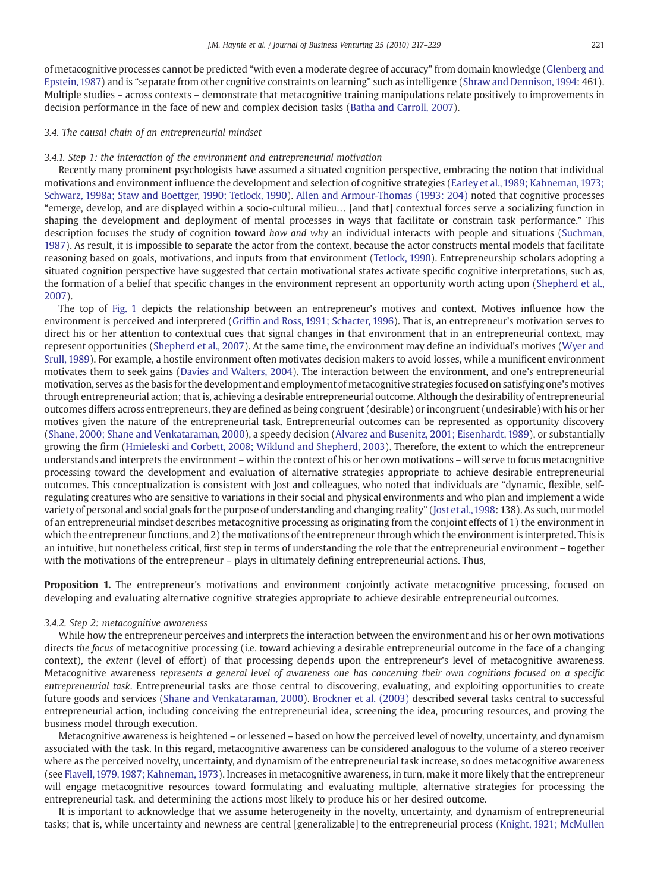of metacognitive processes cannot be predicted "with even a moderate degree of accuracy" from domain knowledge (Glenberg and Epstein, 1987) and is "separate from other cognitive constraints on learning" such as intelligence (Shraw and Dennison, 1994: 461). Multiple studies – across contexts – demonstrate that metacognitive training manipulations relate positively to improvements in decision performance in the face of new and complex decision tasks (Batha and Carroll, 2007).

### 3.4. The causal chain of an entrepreneurial mindset

#### 3.4.1. Step 1: the interaction of the environment and entrepreneurial motivation

Recently many prominent psychologists have assumed a situated cognition perspective, embracing the notion that individual motivations and environment influence the development and selection of cognitive strategies (Earley et al., 1989; Kahneman, 1973; Schwarz, 1998a; Staw and Boettger, 1990; Tetlock, 1990). Allen and Armour-Thomas (1993: 204) noted that cognitive processes "emerge, develop, and are displayed within a socio-cultural milieu… [and that] contextual forces serve a socializing function in shaping the development and deployment of mental processes in ways that facilitate or constrain task performance." This description focuses the study of cognition toward *how and why* an individual interacts with people and situations (Suchman, 1987). As result, it is impossible to separate the actor from the context, because the actor constructs mental models that facilitate reasoning based on goals, motivations, and inputs from that environment (Tetlock, 1990). Entrepreneurship scholars adopting a situated cognition perspective have suggested that certain motivational states activate specific cognitive interpretations, such as, the formation of a belief that specific changes in the environment represent an opportunity worth acting upon (Shepherd et al., 2007).

The top of Fig. 1 depicts the relationship between an entrepreneur's motives and context. Motives influence how the environment is perceived and interpreted (Griffin and Ross, 1991; Schacter, 1996). That is, an entrepreneur's motivation serves to direct his or her attention to contextual cues that signal changes in that environment that in an entrepreneurial context, may represent opportunities (Shepherd et al., 2007). At the same time, the environment may define an individual's motives (Wyer and Srull, 1989). For example, a hostile environment often motivates decision makers to avoid losses, while a munificent environment motivates them to seek gains (Davies and Walters, 2004). The interaction between the environment, and one's entrepreneurial motivation, serves as the basis for the development and employment of metacognitive strategies focused on satisfying one's motives through entrepreneurial action; that is, achieving a desirable entrepreneurial outcome. Although the desirability of entrepreneurial outcomes differs across entrepreneurs, they are defined as being congruent (desirable) or incongruent (undesirable) with his or her motives given the nature of the entrepreneurial task. Entrepreneurial outcomes can be represented as opportunity discovery (Shane, 2000; Shane and Venkataraman, 2000), a speedy decision (Alvarez and Busenitz, 2001; Eisenhardt, 1989), or substantially growing the firm (Hmieleski and Corbett, 2008; Wiklund and Shepherd, 2003). Therefore, the extent to which the entrepreneur understands and interprets the environment – within the context of his or her own motivations – will serve to focus metacognitive processing toward the development and evaluation of alternative strategies appropriate to achieve desirable entrepreneurial outcomes. This conceptualization is consistent with Jost and colleagues, who noted that individuals are "dynamic, flexible, self-regulating creatures who are sensitive to variations in their social and physical environments and who plan and implement a wide variety of personal and social goals for the purpose of understanding and changing reality" (Jost et al., 1998: 138). As such, our model of an entrepreneurial mindset describes metacognitive processing as originating from the conjoint effects of 1) the environment in which the entrepreneur functions, and 2) the motivations of the entrepreneur through which the environment is interpreted. This is an intuitive, but nonetheless critical, first step in terms of understanding the role that the entrepreneurial environment – together with the motivations of the entrepreneur – plays in ultimately defining entrepreneurial actions. Thus,

**Proposition 1.** The entrepreneur's motivations and environment conjointly activate metacognitive processing, focused on developing and evaluating alternative cognitive strategies appropriate to achieve desirable entrepreneurial outcomes.

#### 3.4.2. Step 2: metacognitive awareness

While how the entrepreneur perceives and interprets the interaction between the environment and his or her own motivations directs *the focus* of metacognitive processing (i.e. toward achieving a desirable entrepreneurial outcome in the face of a changing context), the *extent* (level of effort) of that processing depends upon the entrepreneur's level of metacognitive awareness. Metacognitive awareness *represents a general level of awareness one has concerning their own cognitions focused on a specific entrepreneurial task*. Entrepreneurial tasks are those central to discovering, evaluating, and exploiting opportunities to create future goods and services (Shane and Venkataraman, 2000). Brockner et al. (2003) described several tasks central to successful entrepreneurial action, including conceiving the entrepreneurial idea, screening the idea, procuring resources, and proving the business model through execution.

Metacognitive awareness is heightened – or lessened – based on how the perceived level of novelty, uncertainty, and dynamism associated with the task. In this regard, metacognitive awareness can be considered analogous to the volume of a stereo receiver where as the perceived novelty, uncertainty, and dynamism of the entrepreneurial task increase, so does metacognitive awareness (see Flavell, 1979, 1987; Kahneman, 1973). Increases in metacognitive awareness, in turn, make it more likely that the entrepreneur will engage metacognitive resources toward formulating and evaluating multiple, alternative strategies for processing the entrepreneurial task, and determining the actions most likely to produce his or her desired outcome.

It is important to acknowledge that we assume heterogeneity in the novelty, uncertainty, and dynamism of entrepreneurial tasks; that is, while uncertainty and newness are central [generalizable] to the entrepreneurial process (Knight, 1921; McMullen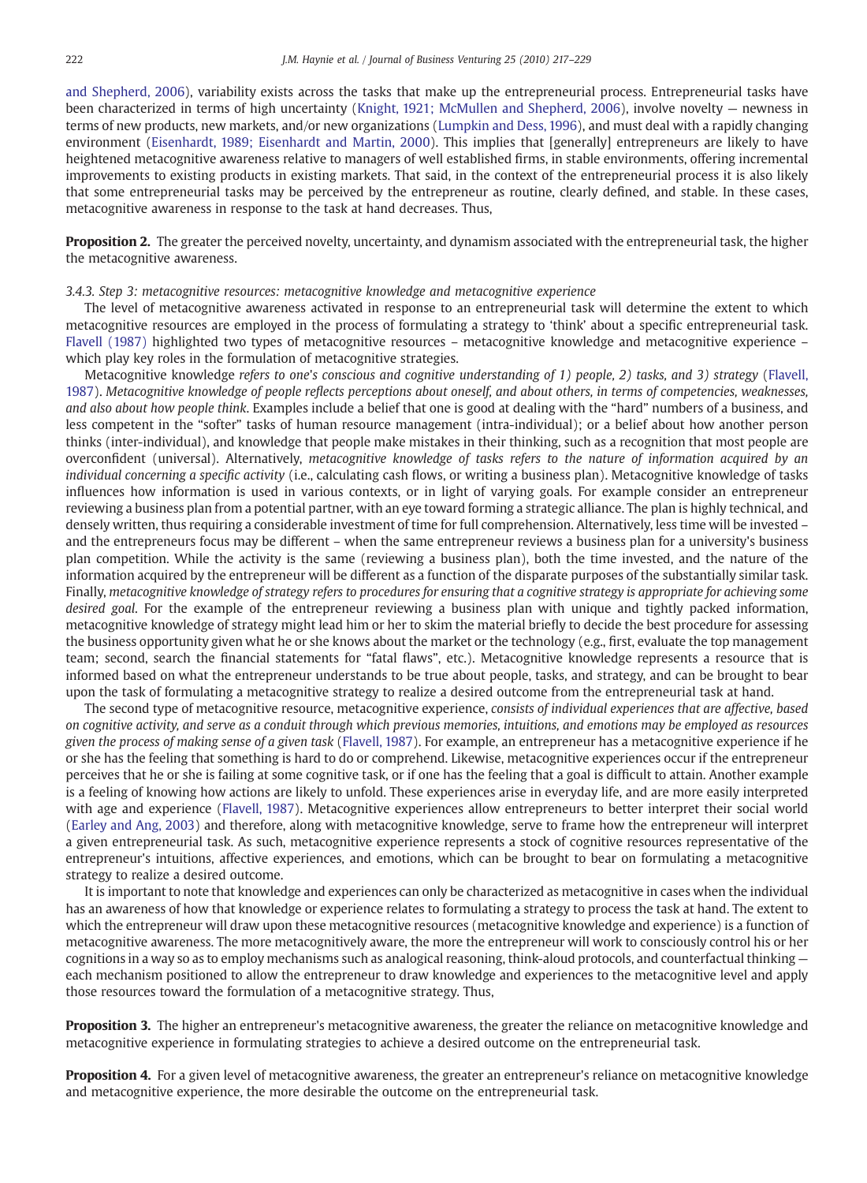and Shepherd, 2006), variability exists across the tasks that make up the entrepreneurial process. Entrepreneurial tasks have been characterized in terms of high uncertainty (Knight, 1921; McMullen and Shepherd, 2006), involve novelty — newness in terms of new products, new markets, and/or new organizations (Lumpkin and Dess, 1996), and must deal with a rapidly changing environment (Eisenhardt, 1989; Eisenhardt and Martin, 2000). This implies that [generally] entrepreneurs are likely to have heightened metacognitive awareness relative to managers of well established firms, in stable environments, offering incremental improvements to existing products in existing markets. That said, in the context of the entrepreneurial process it is also likely that some entrepreneurial tasks may be perceived by the entrepreneur as routine, clearly defined, and stable. In these cases, metacognitive awareness in response to the task at hand decreases. Thus,

**Proposition 2.** The greater the perceived novelty, uncertainty, and dynamism associated with the entrepreneurial task, the higher the metacognitive awareness.

*3.4.3. Step 3: metacognitive resources: metacognitive knowledge and metacognitive experience*

The level of metacognitive awareness activated in response to an entrepreneurial task will determine the extent to which metacognitive resources are employed in the process of formulating a strategy to 'think' about a specific entrepreneurial task. Flavell (1987) highlighted two types of metacognitive resources – metacognitive knowledge and metacognitive experience – which play key roles in the formulation of metacognitive strategies.

Metacognitive knowledge *refers to one's conscious and cognitive understanding of 1) people, 2) tasks, and 3) strategy* (Flavell, 1987). *Metacognitive knowledge of people reflects perceptions about oneself, and about others, in terms of competencies, weaknesses, and also about how people think*. Examples include a belief that one is good at dealing with the "hard" numbers of a business, and less competent in the "softer" tasks of human resource management (intra-individual); or a belief about how another person thinks (inter-individual), and knowledge that people make mistakes in their thinking, such as a recognition that most people are overconfident (universal). Alternatively, *metacognitive knowledge of tasks refers to the nature of information acquired by an individual concerning a specific activity* (i.e., calculating cash flows, or writing a business plan). Metacognitive knowledge of tasks influences how information is used in various contexts, or in light of varying goals. For example consider an entrepreneur reviewing a business plan from a potential partner, with an eye toward forming a strategic alliance. The plan is highly technical, and densely written, thus requiring a considerable investment of time for full comprehension. Alternatively, less time will be invested – and the entrepreneurs focus may be different – when the same entrepreneur reviews a business plan for a university's business plan competition. While the activity is the same (reviewing a business plan), both the time invested, and the nature of the information acquired by the entrepreneur will be different as a function of the disparate purposes of the substantially similar task. Finally, *metacognitive knowledge of strategy refers to procedures for ensuring that a cognitive strategy is appropriate for achieving some desired goal*. For the example of the entrepreneur reviewing a business plan with unique and tightly packed information, metacognitive knowledge of strategy might lead him or her to skim the material briefly to decide the best procedure for assessing the business opportunity given what he or she knows about the market or the technology (e.g., first, evaluate the top management team; second, search the financial statements for "fatal flaws", etc.). Metacognitive knowledge represents a resource that is informed based on what the entrepreneur understands to be true about people, tasks, and strategy, and can be brought to bear upon the task of formulating a metacognitive strategy to realize a desired outcome from the entrepreneurial task at hand.

The second type of metacognitive resource, metacognitive experience, *consists of individual experiences that are affective, based on cognitive activity, and serve as a conduit through which previous memories, intuitions, and emotions may be employed as resources given the process of making sense of a given task* (Flavell, 1987). For example, an entrepreneur has a metacognitive experience if he or she has the feeling that something is hard to do or comprehend. Likewise, metacognitive experiences occur if the entrepreneur perceives that he or she is failing at some cognitive task, or if one has the feeling that a goal is difficult to attain. Another example is a feeling of knowing how actions are likely to unfold. These experiences arise in everyday life, and are more easily interpreted with age and experience (Flavell, 1987). Metacognitive experiences allow entrepreneurs to better interpret their social world (Earley and Ang, 2003) and therefore, along with metacognitive knowledge, serve to frame how the entrepreneur will interpret a given entrepreneurial task. As such, metacognitive experience represents a stock of cognitive resources representative of the entrepreneur's intuitions, affective experiences, and emotions, which can be brought to bear on formulating a metacognitive strategy to realize a desired outcome.

It is important to note that knowledge and experiences can only be characterized as metacognitive in cases when the individual has an awareness of how that knowledge or experience relates to formulating a strategy to process the task at hand. The extent to which the entrepreneur will draw upon these metacognitive resources (metacognitive knowledge and experience) is a function of metacognitive awareness. The more metacognitively aware, the more the entrepreneur will work to consciously control his or her cognitions in a way so as to employ mechanisms such as analogical reasoning, think-aloud protocols, and counterfactual thinking — each mechanism positioned to allow the entrepreneur to draw knowledge and experiences to the metacognitive level and apply those resources toward the formulation of a metacognitive strategy. Thus,

**Proposition 3.** The higher an entrepreneur's metacognitive awareness, the greater the reliance on metacognitive knowledge and metacognitive experience in formulating strategies to achieve a desired outcome on the entrepreneurial task.

**Proposition 4.** For a given level of metacognitive awareness, the greater an entrepreneur's reliance on metacognitive knowledge and metacognitive experience, the more desirable the outcome on the entrepreneurial task.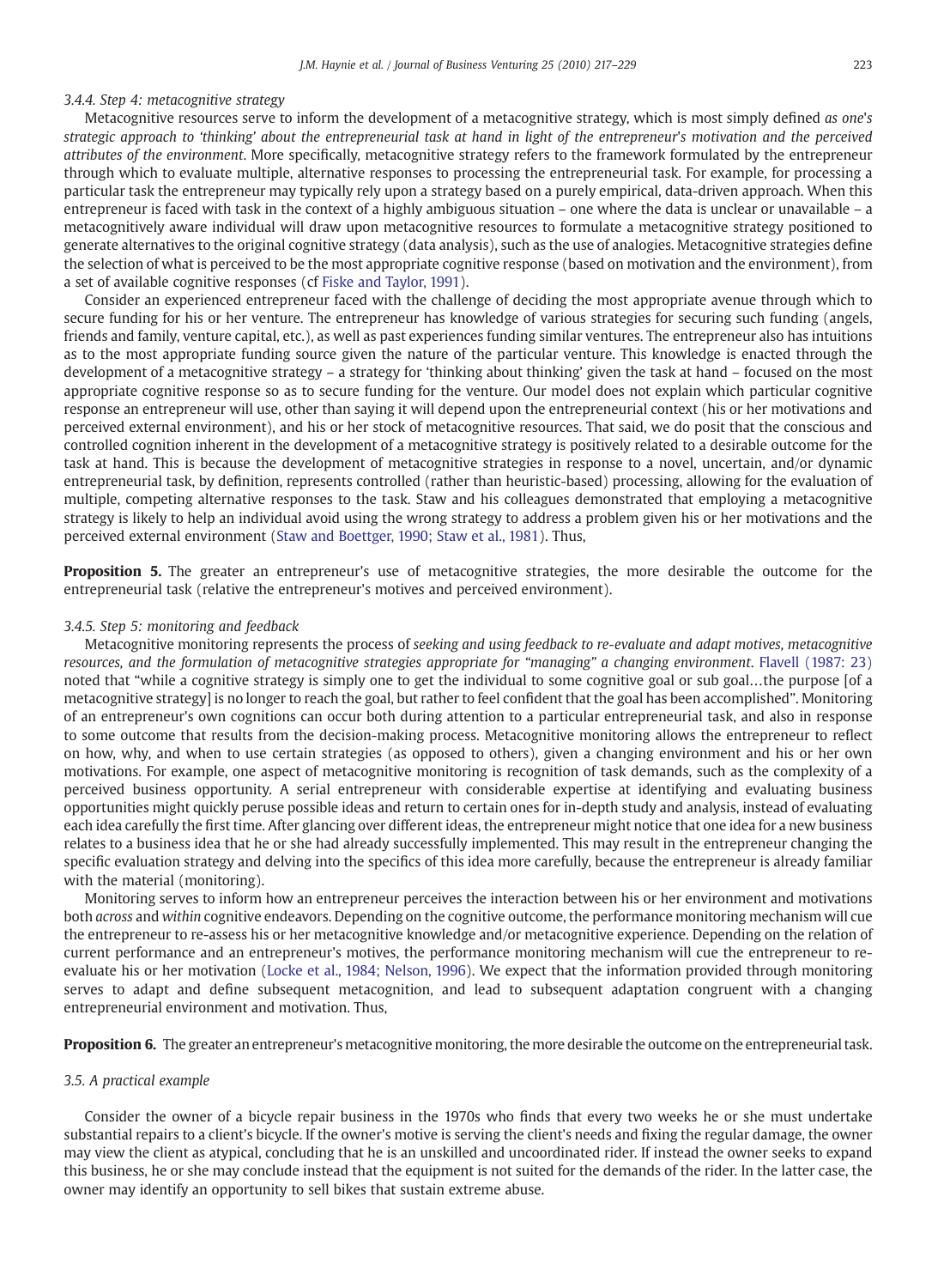#### 3.4.4. Step 4: metacognitive strategy

Metacognitive resources serve to inform the development of a metacognitive strategy, which is most simply defined *as one's strategic approach to 'thinking' about the entrepreneurial task at hand in light of the entrepreneur's motivation and the perceived attributes of the environment*. More specifically, metacognitive strategy refers to the framework formulated by the entrepreneur through which to evaluate multiple, alternative responses to processing the entrepreneurial task. For example, for processing a particular task the entrepreneur may typically rely upon a strategy based on a purely empirical, data-driven approach. When this entrepreneur is faced with task in the context of a highly ambiguous situation – one where the data is unclear or unavailable – a metacognitively aware individual will draw upon metacognitive resources to formulate a metacognitive strategy positioned to generate alternatives to the original cognitive strategy (data analysis), such as the use of analogies. Metacognitive strategies define the selection of what is perceived to be the most appropriate cognitive response (based on motivation and the environment), from a set of available cognitive responses (cf Fiske and Taylor, 1991).

Consider an experienced entrepreneur faced with the challenge of deciding the most appropriate avenue through which to secure funding for his or her venture. The entrepreneur has knowledge of various strategies for securing such funding (angels, friends and family, venture capital, etc.), as well as past experiences funding similar ventures. The entrepreneur also has intuitions as to the most appropriate funding source given the nature of the particular venture. This knowledge is enacted through the development of a metacognitive strategy – a strategy for 'thinking about thinking' given the task at hand – focused on the most appropriate cognitive response so as to secure funding for the venture. Our model does not explain which particular cognitive response an entrepreneur will use, other than saying it will depend upon the entrepreneurial context (his or her motivations and perceived external environment), and his or her stock of metacognitive resources. That said, we do posit that the conscious and controlled cognition inherent in the development of a metacognitive strategy is positively related to a desirable outcome for the task at hand. This is because the development of metacognitive strategies in response to a novel, uncertain, and/or dynamic entrepreneurial task, by definition, represents controlled (rather than heuristic-based) processing, allowing for the evaluation of multiple, competing alternative responses to the task. Staw and his colleagues demonstrated that employing a metacognitive strategy is likely to help an individual avoid using the wrong strategy to address a problem given his or her motivations and the perceived external environment (Staw and Boettger, 1990; Staw et al., 1981). Thus,

**Proposition 5.** The greater an entrepreneur's use of metacognitive strategies, the more desirable the outcome for the entrepreneurial task (relative the entrepreneur's motives and perceived environment).

#### 3.4.5. Step 5: monitoring and feedback

Metacognitive monitoring represents the process of *seeking and using feedback to re-evaluate and adapt motives, metacognitive resources, and the formulation of metacognitive strategies appropriate for "managing" a changing environment*. Flavell (1987: 23) noted that "while a cognitive strategy is simply one to get the individual to some cognitive goal or sub goal…the purpose [of a metacognitive strategy] is no longer to reach the goal, but rather to feel confident that the goal has been accomplished". Monitoring of an entrepreneur's own cognitions can occur both during attention to a particular entrepreneurial task, and also in response to some outcome that results from the decision-making process. Metacognitive monitoring allows the entrepreneur to reflect on how, why, and when to use certain strategies (as opposed to others), given a changing environment and his or her own motivations. For example, one aspect of metacognitive monitoring is recognition of task demands, such as the complexity of a perceived business opportunity. A serial entrepreneur with considerable expertise at identifying and evaluating business opportunities might quickly peruse possible ideas and return to certain ones for in-depth study and analysis, instead of evaluating each idea carefully the first time. After glancing over different ideas, the entrepreneur might notice that one idea for a new business relates to a business idea that he or she had already successfully implemented. This may result in the entrepreneur changing the specific evaluation strategy and delving into the specifics of this idea more carefully, because the entrepreneur is already familiar with the material (monitoring).

Monitoring serves to inform how an entrepreneur perceives the interaction between his or her environment and motivations both *across* and *within* cognitive endeavors. Depending on the cognitive outcome, the performance monitoring mechanism will cue the entrepreneur to re-assess his or her metacognitive knowledge and/or metacognitive experience. Depending on the relation of current performance and an entrepreneur's motives, the performance monitoring mechanism will cue the entrepreneur to re-evaluate his or her motivation (Locke et al., 1984; Nelson, 1996). We expect that the information provided through monitoring serves to adapt and define subsequent metacognition, and lead to subsequent adaptation congruent with a changing entrepreneurial environment and motivation. Thus,

**Proposition 6.** The greater an entrepreneur's metacognitive monitoring, the more desirable the outcome on the entrepreneurial task.

### 3.5. A practical example

Consider the owner of a bicycle repair business in the 1970s who finds that every two weeks he or she must undertake substantial repairs to a client's bicycle. If the owner's motive is serving the client's needs and fixing the regular damage, the owner may view the client as atypical, concluding that he is an unskilled and uncoordinated rider. If instead the owner seeks to expand this business, he or she may conclude instead that the equipment is not suited for the demands of the rider. In the latter case, the owner may identify an opportunity to sell bikes that sustain extreme abuse.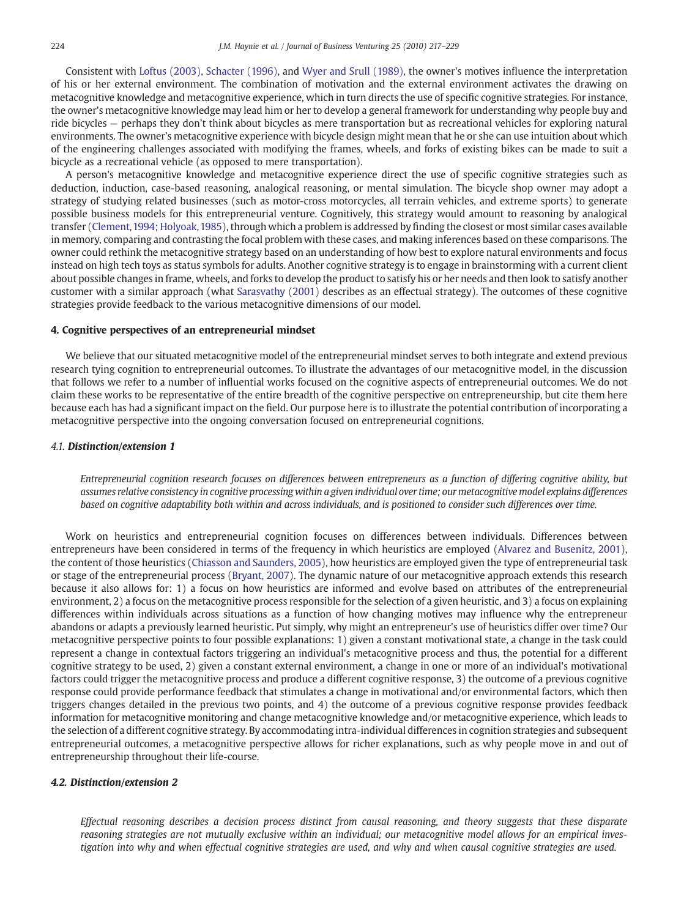Consistent with Loftus (2003), Schacter (1996), and Wyer and Srull (1989), the owner's motives influence the interpretation of his or her external environment. The combination of motivation and the external environment activates the drawing on metacognitive knowledge and metacognitive experience, which in turn directs the use of specific cognitive strategies. For instance, the owner's metacognitive knowledge may lead him or her to develop a general framework for understanding why people buy and ride bicycles — perhaps they don't think about bicycles as mere transportation but as recreational vehicles for exploring natural environments. The owner's metacognitive experience with bicycle design might mean that he or she can use intuition about which of the engineering challenges associated with modifying the frames, wheels, and forks of existing bikes can be made to suit a bicycle as a recreational vehicle (as opposed to mere transportation).

A person's metacognitive knowledge and metacognitive experience direct the use of specific cognitive strategies such as deduction, induction, case-based reasoning, analogical reasoning, or mental simulation. The bicycle shop owner may adopt a strategy of studying related businesses (such as motor-cross motorcycles, all terrain vehicles, and extreme sports) to generate possible business models for this entrepreneurial venture. Cognitively, this strategy would amount to reasoning by analogical transfer (Clement, 1994; Holyoak, 1985), through which a problem is addressed by finding the closest or most similar cases available in memory, comparing and contrasting the focal problem with these cases, and making inferences based on these comparisons. The owner could rethink the metacognitive strategy based on an understanding of how best to explore natural environments and focus instead on high tech toys as status symbols for adults. Another cognitive strategy is to engage in brainstorming with a current client about possible changes in frame, wheels, and forks to develop the product to satisfy his or her needs and then look to satisfy another customer with a similar approach (what Sarasvathy (2001) describes as an effectual strategy). The outcomes of these cognitive strategies provide feedback to the various metacognitive dimensions of our model.

## 4. Cognitive perspectives of an entrepreneurial mindset

We believe that our situated metacognitive model of the entrepreneurial mindset serves to both integrate and extend previous research tying cognition to entrepreneurial outcomes. To illustrate the advantages of our metacognitive model, in the discussion that follows we refer to a number of influential works focused on the cognitive aspects of entrepreneurial outcomes. We do not claim these works to be representative of the entire breadth of the cognitive perspective on entrepreneurship, but cite them here because each has had a significant impact on the field. Our purpose here is to illustrate the potential contribution of incorporating a metacognitive perspective into the ongoing conversation focused on entrepreneurial cognitions.

### 4.1. Distinction/extension 1

*Entrepreneurial cognition research focuses on differences between entrepreneurs as a function of differing cognitive ability, but assumes relative consistency in cognitive processing within a given individual over time; our metacognitive model explains differences based on cognitive adaptability both within and across individuals, and is positioned to consider such differences over time.*

Work on heuristics and entrepreneurial cognition focuses on differences between individuals. Differences between entrepreneurs have been considered in terms of the frequency in which heuristics are employed (Alvarez and Busenitz, 2001), the content of those heuristics (Chiasson and Saunders, 2005), how heuristics are employed given the type of entrepreneurial task or stage of the entrepreneurial process (Bryant, 2007). The dynamic nature of our metacognitive approach extends this research because it also allows for: 1) a focus on how heuristics are informed and evolve based on attributes of the entrepreneurial environment, 2) a focus on the metacognitive process responsible for the selection of a given heuristic, and 3) a focus on explaining differences within individuals across situations as a function of how changing motives may influence why the entrepreneur abandons or adapts a previously learned heuristic. Put simply, why might an entrepreneur's use of heuristics differ over time? Our metacognitive perspective points to four possible explanations: 1) given a constant motivational state, a change in the task could represent a change in contextual factors triggering an individual's metacognitive process and thus, the potential for a different cognitive strategy to be used, 2) given a constant external environment, a change in one or more of an individual's motivational factors could trigger the metacognitive process and produce a different cognitive response, 3) the outcome of a previous cognitive response could provide performance feedback that stimulates a change in motivational and/or environmental factors, which then triggers changes detailed in the previous two points, and 4) the outcome of a previous cognitive response provides feedback information for metacognitive monitoring and change metacognitive knowledge and/or metacognitive experience, which leads to the selection of a different cognitive strategy. By accommodating intra-individual differences in cognition strategies and subsequent entrepreneurial outcomes, a metacognitive perspective allows for richer explanations, such as why people move in and out of entrepreneurship throughout their life-course.

### 4.2. Distinction/extension 2

*Effectual reasoning describes a decision process distinct from causal reasoning, and theory suggests that these disparate reasoning strategies are not mutually exclusive within an individual; our metacognitive model allows for an empirical investigation into why and when effectual cognitive strategies are used, and why and when causal cognitive strategies are used.*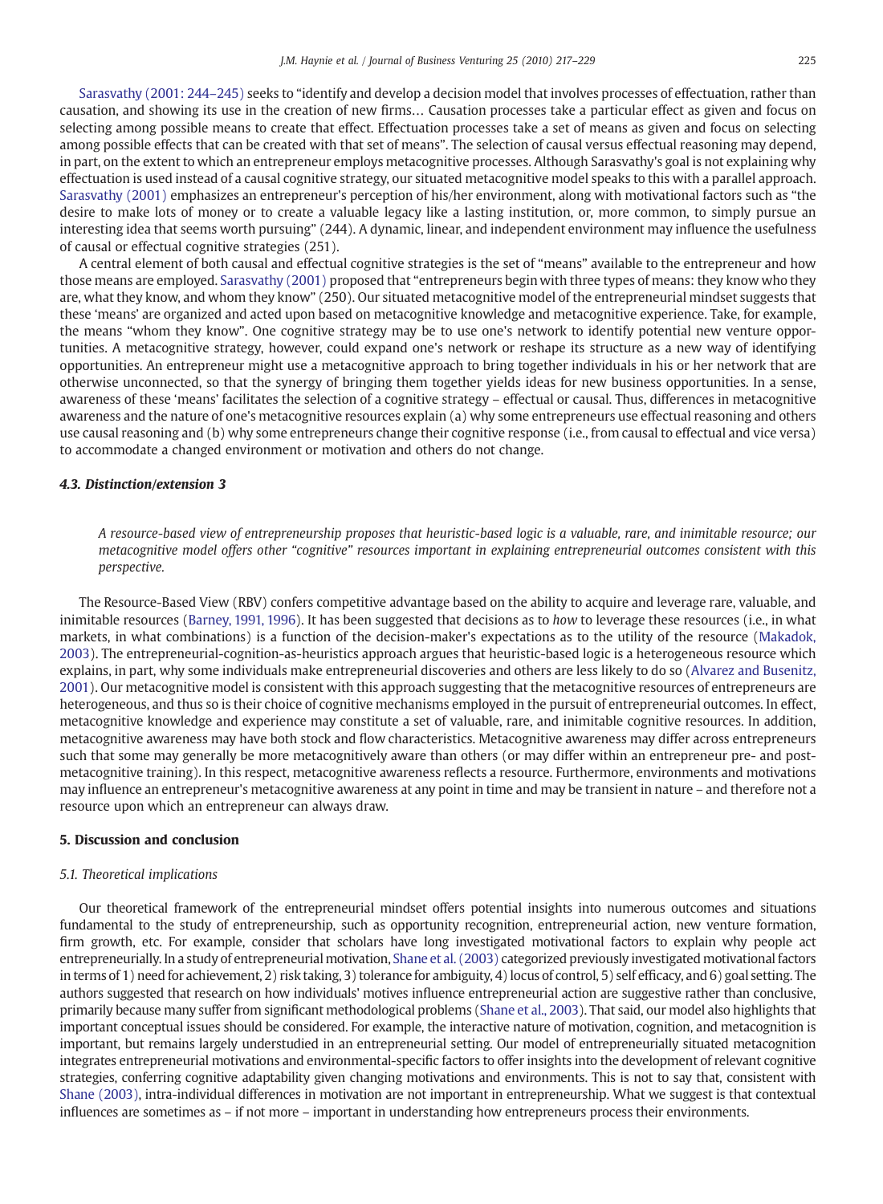Sarasvathy (2001: 244–245) seeks to "identify and develop a decision model that involves processes of effectuation, rather than causation, and showing its use in the creation of new firms… Causation processes take a particular effect as given and focus on selecting among possible means to create that effect. Effectuation processes take a set of means as given and focus on selecting among possible effects that can be created with that set of means". The selection of causal versus effectual reasoning may depend, in part, on the extent to which an entrepreneur employs metacognitive processes. Although Sarasvathy's goal is not explaining why effectuation is used instead of a causal cognitive strategy, our situated metacognitive model speaks to this with a parallel approach. Sarasvathy (2001) emphasizes an entrepreneur's perception of his/her environment, along with motivational factors such as "the desire to make lots of money or to create a valuable legacy like a lasting institution, or, more common, to simply pursue an interesting idea that seems worth pursuing" (244). A dynamic, linear, and independent environment may influence the usefulness of causal or effectual cognitive strategies (251).

A central element of both causal and effectual cognitive strategies is the set of "means" available to the entrepreneur and how those means are employed. Sarasvathy (2001) proposed that "entrepreneurs begin with three types of means: they know who they are, what they know, and whom they know" (250). Our situated metacognitive model of the entrepreneurial mindset suggests that these 'means' are organized and acted upon based on metacognitive knowledge and metacognitive experience. Take, for example, the means "whom they know". One cognitive strategy may be to use one's network to identify potential new venture opportunities. A metacognitive strategy, however, could expand one's network or reshape its structure as a new way of identifying opportunities. An entrepreneur might use a metacognitive approach to bring together individuals in his or her network that are otherwise unconnected, so that the synergy of bringing them together yields ideas for new business opportunities. In a sense, awareness of these 'means' facilitates the selection of a cognitive strategy – effectual or causal. Thus, differences in metacognitive awareness and the nature of one's metacognitive resources explain (a) why some entrepreneurs use effectual reasoning and others use causal reasoning and (b) why some entrepreneurs change their cognitive response (i.e., from causal to effectual and vice versa) to accommodate a changed environment or motivation and others do not change.

#### 4.3. Distinction/extension 3

> *A resource-based view of entrepreneurship proposes that heuristic-based logic is a valuable, rare, and inimitable resource; our metacognitive model offers other "cognitive" resources important in explaining entrepreneurial outcomes consistent with this perspective.*

The Resource-Based View (RBV) confers competitive advantage based on the ability to acquire and leverage rare, valuable, and inimitable resources (Barney, 1991, 1996). It has been suggested that decisions as to *how* to leverage these resources (i.e., in what markets, in what combinations) is a function of the decision-maker's expectations as to the utility of the resource (Makadok, 2003). The entrepreneurial-cognition-as-heuristics approach argues that heuristic-based logic is a heterogeneous resource which explains, in part, why some individuals make entrepreneurial discoveries and others are less likely to do so (Alvarez and Busenitz, 2001). Our metacognitive model is consistent with this approach suggesting that the metacognitive resources of entrepreneurs are heterogeneous, and thus so is their choice of cognitive mechanisms employed in the pursuit of entrepreneurial outcomes. In effect, metacognitive knowledge and experience may constitute a set of valuable, rare, and inimitable cognitive resources. In addition, metacognitive awareness may have both stock and flow characteristics. Metacognitive awareness may differ across entrepreneurs such that some may generally be more metacognitively aware than others (or may differ within an entrepreneur pre- and post-metacognitive training). In this respect, metacognitive awareness reflects a resource. Furthermore, environments and motivations may influence an entrepreneur's metacognitive awareness at any point in time and may be transient in nature – and therefore not a resource upon which an entrepreneur can always draw.

## 5. Discussion and conclusion

### 5.1. Theoretical implications

Our theoretical framework of the entrepreneurial mindset offers potential insights into numerous outcomes and situations fundamental to the study of entrepreneurship, such as opportunity recognition, entrepreneurial action, new venture formation, firm growth, etc. For example, consider that scholars have long investigated motivational factors to explain why people act entrepreneurially. In a study of entrepreneurial motivation, Shane et al. (2003) categorized previously investigated motivational factors in terms of 1) need for achievement, 2) risk taking, 3) tolerance for ambiguity, 4) locus of control, 5) self efficacy, and 6) goal setting. The authors suggested that research on how individuals' motives influence entrepreneurial action are suggestive rather than conclusive, primarily because many suffer from significant methodological problems (Shane et al., 2003). That said, our model also highlights that important conceptual issues should be considered. For example, the interactive nature of motivation, cognition, and metacognition is important, but remains largely understudied in an entrepreneurial setting. Our model of entrepreneurially situated metacognition integrates entrepreneurial motivations and environmental-specific factors to offer insights into the development of relevant cognitive strategies, conferring cognitive adaptability given changing motivations and environments. This is not to say that, consistent with Shane (2003), intra-individual differences in motivation are not important in entrepreneurship. What we suggest is that contextual influences are sometimes as – if not more – important in understanding how entrepreneurs process their environments.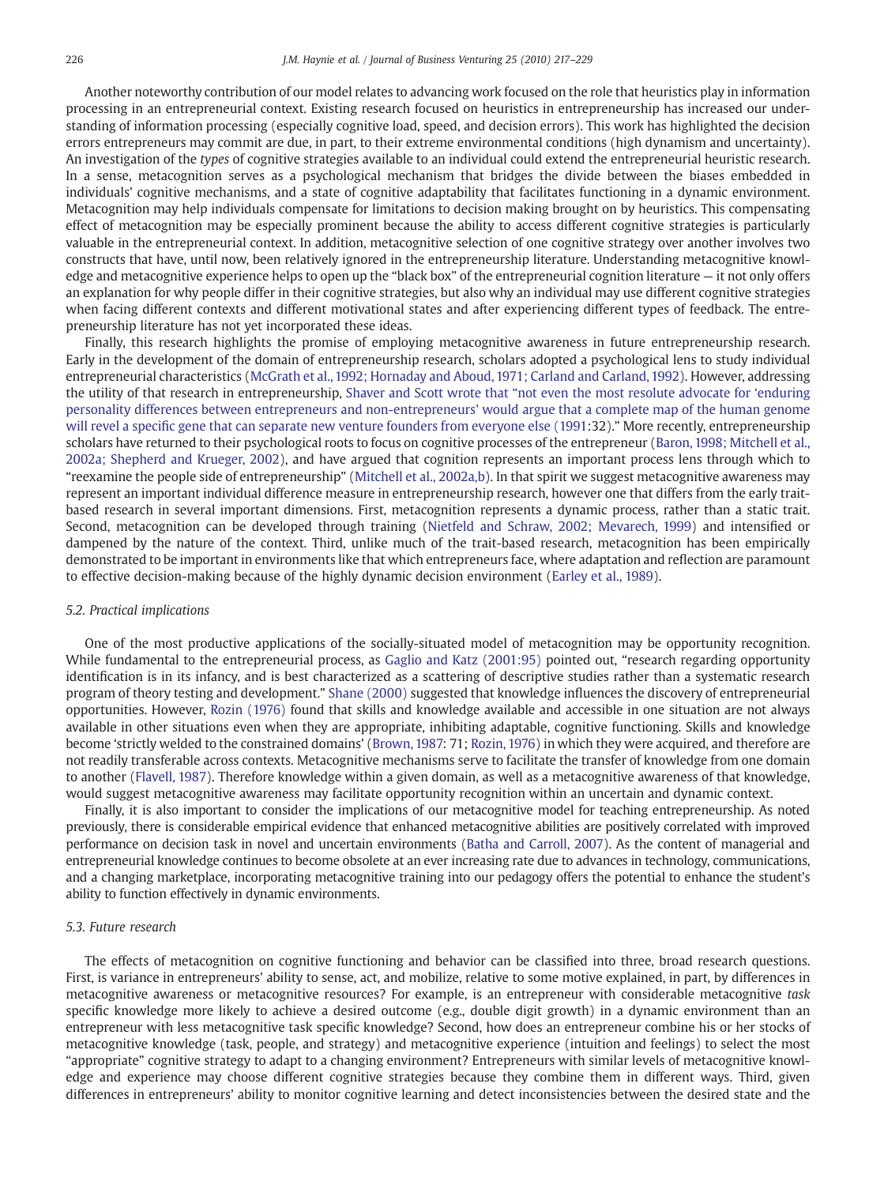Another noteworthy contribution of our model relates to advancing work focused on the role that heuristics play in information processing in an entrepreneurial context. Existing research focused on heuristics in entrepreneurship has increased our understanding of information processing (especially cognitive load, speed, and decision errors). This work has highlighted the decision errors entrepreneurs may commit are due, in part, to their extreme environmental conditions (high dynamism and uncertainty). An investigation of the *types* of cognitive strategies available to an individual could extend the entrepreneurial heuristic research. In a sense, metacognition serves as a psychological mechanism that bridges the divide between the biases embedded in individuals' cognitive mechanisms, and a state of cognitive adaptability that facilitates functioning in a dynamic environment. Metacognition may help individuals compensate for limitations to decision making brought on by heuristics. This compensating effect of metacognition may be especially prominent because the ability to access different cognitive strategies is particularly valuable in the entrepreneurial context. In addition, metacognitive selection of one cognitive strategy over another involves two constructs that have, until now, been relatively ignored in the entrepreneurship literature. Understanding metacognitive knowledge and metacognitive experience helps to open up the "black box" of the entrepreneurial cognition literature — it not only offers an explanation for why people differ in their cognitive strategies, but also why an individual may use different cognitive strategies when facing different contexts and different motivational states and after experiencing different types of feedback. The entrepreneurship literature has not yet incorporated these ideas.

Finally, this research highlights the promise of employing metacognitive awareness in future entrepreneurship research. Early in the development of the domain of entrepreneurship research, scholars adopted a psychological lens to study individual entrepreneurial characteristics (McGrath et al., 1992; Hornaday and Aboud, 1971; Carland and Carland, 1992). However, addressing the utility of that research in entrepreneurship, Shaver and Scott wrote that "not even the most resolute advocate for 'enduring personality differences between entrepreneurs and non-entrepreneurs' would argue that a complete map of the human genome will revel a specific gene that can separate new venture founders from everyone else (1991:32)." More recently, entrepreneurship scholars have returned to their psychological roots to focus on cognitive processes of the entrepreneur (Baron, 1998; Mitchell et al., 2002a; Shepherd and Krueger, 2002), and have argued that cognition represents an important process lens through which to "reexamine the people side of entrepreneurship" (Mitchell et al., 2002a,b). In that spirit we suggest metacognitive awareness may represent an important individual difference measure in entrepreneurship research, however one that differs from the early trait-based research in several important dimensions. First, metacognition represents a dynamic process, rather than a static trait. Second, metacognition can be developed through training (Nietfeld and Schraw, 2002; Mevarech, 1999) and intensified or dampened by the nature of the context. Third, unlike much of the trait-based research, metacognition has been empirically demonstrated to be important in environments like that which entrepreneurs face, where adaptation and reflection are paramount to effective decision-making because of the highly dynamic decision environment (Earley et al., 1989).

### 5.2. Practical implications

One of the most productive applications of the socially-situated model of metacognition may be opportunity recognition. While fundamental to the entrepreneurial process, as Gaglio and Katz (2001:95) pointed out, "research regarding opportunity identification is in its infancy, and is best characterized as a scattering of descriptive studies rather than a systematic research program of theory testing and development." Shane (2000) suggested that knowledge influences the discovery of entrepreneurial opportunities. However, Rozin (1976) found that skills and knowledge available and accessible in one situation are not always available in other situations even when they are appropriate, inhibiting adaptable, cognitive functioning. Skills and knowledge become 'strictly welded to the constrained domains' (Brown, 1987: 71; Rozin, 1976) in which they were acquired, and therefore are not readily transferable across contexts. Metacognitive mechanisms serve to facilitate the transfer of knowledge from one domain to another (Flavell, 1987). Therefore knowledge within a given domain, as well as a metacognitive awareness of that knowledge, would suggest metacognitive awareness may facilitate opportunity recognition within an uncertain and dynamic context.

Finally, it is also important to consider the implications of our metacognitive model for teaching entrepreneurship. As noted previously, there is considerable empirical evidence that enhanced metacognitive abilities are positively correlated with improved performance on decision task in novel and uncertain environments (Batha and Carroll, 2007). As the content of managerial and entrepreneurial knowledge continues to become obsolete at an ever increasing rate due to advances in technology, communications, and a changing marketplace, incorporating metacognitive training into our pedagogy offers the potential to enhance the student's ability to function effectively in dynamic environments.

### 5.3. Future research

The effects of metacognition on cognitive functioning and behavior can be classified into three, broad research questions. First, is variance in entrepreneurs' ability to sense, act, and mobilize, relative to some motive explained, in part, by differences in metacognitive awareness or metacognitive resources? For example, is an entrepreneur with considerable metacognitive *task* specific knowledge more likely to achieve a desired outcome (e.g., double digit growth) in a dynamic environment than an entrepreneur with less metacognitive task specific knowledge? Second, how does an entrepreneur combine his or her stocks of metacognitive knowledge (task, people, and strategy) and metacognitive experience (intuition and feelings) to select the most "appropriate" cognitive strategy to adapt to a changing environment? Entrepreneurs with similar levels of metacognitive knowledge and experience may choose different cognitive strategies because they combine them in different ways. Third, given differences in entrepreneurs' ability to monitor cognitive learning and detect inconsistencies between the desired state and the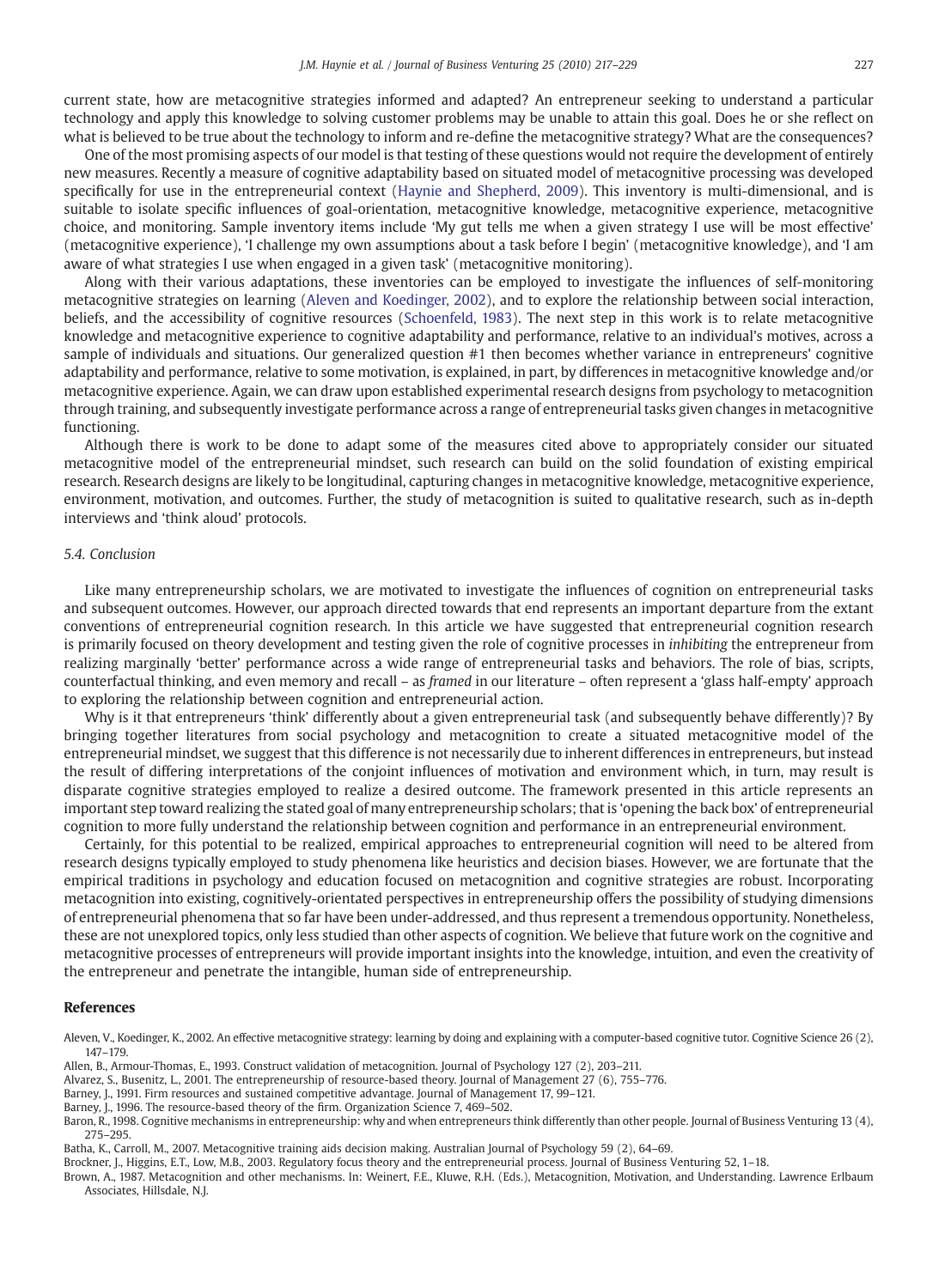current state, how are metacognitive strategies informed and adapted? An entrepreneur seeking to understand a particular technology and apply this knowledge to solving customer problems may be unable to attain this goal. Does he or she reflect on what is believed to be true about the technology to inform and re-define the metacognitive strategy? What are the consequences?

One of the most promising aspects of our model is that testing of these questions would not require the development of entirely new measures. Recently a measure of cognitive adaptability based on situated model of metacognitive processing was developed specifically for use in the entrepreneurial context (Haynie and Shepherd, 2009). This inventory is multi-dimensional, and is suitable to isolate specific influences of goal-orientation, metacognitive knowledge, metacognitive experience, metacognitive choice, and monitoring. Sample inventory items include 'My gut tells me when a given strategy I use will be most effective' (metacognitive experience), 'I challenge my own assumptions about a task before I begin' (metacognitive knowledge), and 'I am aware of what strategies I use when engaged in a given task' (metacognitive monitoring).

Along with their various adaptations, these inventories can be employed to investigate the influences of self-monitoring metacognitive strategies on learning (Aleven and Koedinger, 2002), and to explore the relationship between social interaction, beliefs, and the accessibility of cognitive resources (Schoenfeld, 1983). The next step in this work is to relate metacognitive knowledge and metacognitive experience to cognitive adaptability and performance, relative to an individual's motives, across a sample of individuals and situations. Our generalized question #1 then becomes whether variance in entrepreneurs' cognitive adaptability and performance, relative to some motivation, is explained, in part, by differences in metacognitive knowledge and/or metacognitive experience. Again, we can draw upon established experimental research designs from psychology to metacognition through training, and subsequently investigate performance across a range of entrepreneurial tasks given changes in metacognitive functioning.

Although there is work to be done to adapt some of the measures cited above to appropriately consider our situated metacognitive model of the entrepreneurial mindset, such research can build on the solid foundation of existing empirical research. Research designs are likely to be longitudinal, capturing changes in metacognitive knowledge, metacognitive experience, environment, motivation, and outcomes. Further, the study of metacognition is suited to qualitative research, such as in-depth interviews and 'think aloud' protocols.

### 5.4. Conclusion

Like many entrepreneurship scholars, we are motivated to investigate the influences of cognition on entrepreneurial tasks and subsequent outcomes. However, our approach directed towards that end represents an important departure from the extant conventions of entrepreneurial cognition research. In this article we have suggested that entrepreneurial cognition research is primarily focused on theory development and testing given the role of cognitive processes in *inhibiting* the entrepreneur from realizing marginally 'better' performance across a wide range of entrepreneurial tasks and behaviors. The role of bias, scripts, counterfactual thinking, and even memory and recall – as *framed* in our literature – often represent a 'glass half-empty' approach to exploring the relationship between cognition and entrepreneurial action.

Why is it that entrepreneurs 'think' differently about a given entrepreneurial task (and subsequently behave differently)? By bringing together literatures from social psychology and metacognition to create a situated metacognitive model of the entrepreneurial mindset, we suggest that this difference is not necessarily due to inherent differences in entrepreneurs, but instead the result of differing interpretations of the conjoint influences of motivation and environment which, in turn, may result is disparate cognitive strategies employed to realize a desired outcome. The framework presented in this article represents an important step toward realizing the stated goal of many entrepreneurship scholars; that is 'opening the back box' of entrepreneurial cognition to more fully understand the relationship between cognition and performance in an entrepreneurial environment.

Certainly, for this potential to be realized, empirical approaches to entrepreneurial cognition will need to be altered from research designs typically employed to study phenomena like heuristics and decision biases. However, we are fortunate that the empirical traditions in psychology and education focused on metacognition and cognitive strategies are robust. Incorporating metacognition into existing, cognitively-orientated perspectives in entrepreneurship offers the possibility of studying dimensions of entrepreneurial phenomena that so far have been under-addressed, and thus represent a tremendous opportunity. Nonetheless, these are not unexplored topics, only less studied than other aspects of cognition. We believe that future work on the cognitive and metacognitive processes of entrepreneurs will provide important insights into the knowledge, intuition, and even the creativity of the entrepreneur and penetrate the intangible, human side of entrepreneurship.

## References

Aleven, V., Koedinger, K., 2002. An effective metacognitive strategy: learning by doing and explaining with a computer-based cognitive tutor. Cognitive Science 26 (2), 147–179.

Allen, B., Armour-Thomas, E., 1993. Construct validation of metacognition. Journal of Psychology 127 (2), 203–211.

Alvarez, S., Busenitz, L., 2001. The entrepreneurship of resource-based theory. Journal of Management 27 (6), 755–776.

Barney, J., 1991. Firm resources and sustained competitive advantage. Journal of Management 17, 99–121.

Barney, J., 1996. The resource-based theory of the firm. Organization Science 7, 469–502.

Baron, R., 1998. Cognitive mechanisms in entrepreneurship: why and when entrepreneurs think differently than other people. Journal of Business Venturing 13 (4), 275–295.

Batha, K., Carroll, M., 2007. Metacognitive training aids decision making. Australian Journal of Psychology 59 (2), 64–69.

Brockner, J., Higgins, E.T., Low, M.B., 2003. Regulatory focus theory and the entrepreneurial process. Journal of Business Venturing 52, 1–18.

Brown, A., 1987. Metacognition and other mechanisms. In: Weinert, F.E., Kluwe, R.H. (Eds.), Metacognition, Motivation, and Understanding. Lawrence Erlbaum Associates, Hillsdale, N.J.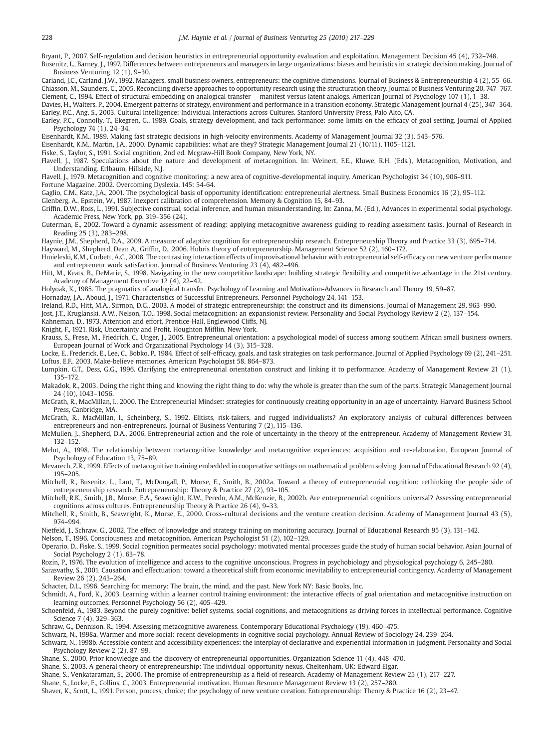Bryant, P., 2007. Self-regulation and decision heuristics in entrepreneurial opportunity evaluation and exploitation. Management Decision 45 (4), 732–748.

Busenitz, L., Barney, J., 1997. Differences between entrepreneurs and managers in large organizations: biases and heuristics in strategic decision making. Journal of Business Venturing 12 (1), 9–30.

Carland, J.C., Carland, J.W., 1992. Managers, small business owners, entrepreneurs: the cognitive dimensions. Journal of Business & Entrepreneurship 4 (2), 55–66.

Chiasson, M., Saunders, C., 2005. Reconciling diverse approaches to opportunity research using the structuration theory. Journal of Business Venturing 20, 747–767.

Clement, C., 1994. Effect of structural embedding on analogical transfer — manifest versus latent analogs. American Journal of Psychology 107 (1), 1–38.

Davies, H., Walters, P., 2004. Emergent patterns of strategy, environment and performance in a transition economy. Strategic Management Journal 4 (25), 347–364.

Earley, P.C., Ang, S., 2003. Cultural Intelligence: Individual Interactions across Cultures. Stanford University Press, Palo Alto, CA.

Earley, P.C., Connolly, T., Ekegren, G., 1989. Goals, strategy development, and tack performance: some limits on the efficacy of goal setting. Journal of Applied Psychology 74 (1), 24–34.

Eisenhardt, K.M., 1989. Making fast strategic decisions in high-velocity environments. Academy of Management Journal 32 (3), 543–576.

Eisenhardt, K.M., Martin, J.A., 2000. Dynamic capabilities: what are they? Strategic Management Journal 21 (10/11), 1105–1121.

Fiske, S., Taylor, S., 1991. Social cognition, 2nd ed. Mcgraw-Hill Book Company, New York, NY.

Flavell, J., 1987. Speculations about the nature and development of metacognition. In: Weinert, F.E., Kluwe, R.H. (Eds.), Metacognition, Motivation, and Understanding. Erlbaum, Hillside, N.J.

Flavell, J., 1979. Metacognition and cognitive monitoring: a new area of cognitive-developmental inquiry. American Psychologist 34 (10), 906–911.

Fortune Magazine. 2002. Overcoming Dyslexia. 145: 54-64.

Gaglio, C.M., Katz, J.A., 2001. The psychological basis of opportunity identification: entrepreneurial alertness. Small Business Economics 16 (2), 95–112.

Glenberg, A., Epstein, W., 1987. Inexpert calibration of comprehension. Memory & Cognition 15, 84–93.

Griffin, D.W., Ross, L., 1991. Subjective construal, social inference, and human misunderstanding. In: Zanna, M. (Ed.), Advances in experimental social psychology. Academic Press, New York, pp. 319–356 (24).

Guterman, E., 2002. Toward a dynamic assessment of reading: applying metacognitive awareness guiding to reading assessment tasks. Journal of Research in Reading 25 (3), 283–298.

Haynie, J.M., Shepherd, D.A., 2009. A measure of adaptive cognition for entrepreneurship research. Entrepreneurship Theory and Practice 33 (3), 695–714.

Hayward, M., Shepherd, Dean A., Griffin, D., 2006. Hubris theory of entrepreneurship. Management Science 52 (2), 160–172.

Hmieleski, K.M., Corbett, A.C., 2008. The contrasting interaction effects of improvisational behavior with entrepreneurial self-efficacy on new venture performance and entrepreneur work satisfaction. Journal of Business Venturing 23 (4), 482–496.

Hitt, M., Keats, B., DeMarie, S., 1998. Navigating in the new competitive landscape: building strategic flexibility and competitive advantage in the 21st century. Academy of Management Executive 12 (4), 22–42.

Holyoak, K., 1985. The pragmatics of analogical transfer. Psychology of Learning and Motivation-Advances in Research and Theory 19, 59–87.

Hornaday, J.A., Aboud, J., 1971. Characteristics of Successful Entrepreneurs. Personnel Psychology 24, 141–153.

Ireland, R.D., Hitt, M.A., Sirmon, D.G., 2003. A model of strategic entrepreneurship: the construct and its dimensions. Journal of Management 29, 963–990.

Jost, J.T., Kruglanski, A.W., Nelson, T.O., 1998. Social metacognition: an expansionist review. Personality and Social Psychology Review 2 (2), 137–154.

Kahneman, D., 1973. Attention and effort. Prentice-Hall, Englewood Cliffs, NJ.

Knight, F., 1921. Risk, Uncertainty and Profit. Houghton Mifflin, New York.

Krauss, S., Frese, M., Friedrich, C., Unger, J., 2005. Entrepreneurial orientation: a psychological model of success among southern African small business owners. European Journal of Work and Organizational Psychology 14 (3), 315–328.

Locke, E., Frederick, E., Lee, C., Bobko, P., 1984. Effect of self-efficacy, goals, and task strategies on task performance. Journal of Applied Psychology 69 (2), 241–251.

Loftus, E.F., 2003. Make-believe memories. American Psychologist 58, 864–873.

Lumpkin, G.T., Dess, G.G., 1996. Clarifying the entrepreneurial orientation construct and linking it to performance. Academy of Management Review 21 (1), 135–172.

Makadok, R., 2003. Doing the right thing and knowing the right thing to do: why the whole is greater than the sum of the parts. Strategic Management Journal 24 (10), 1043–1056.

McGrath, R., MacMillan, I., 2000. The Entrepreneurial Mindset: strategies for continuously creating opportunity in an age of uncertainty. Harvard Business School Press, Canbridge, MA.

McGrath, R., MacMillan, I., Scheinberg, S., 1992. Elitists, risk-takers, and rugged individualists? An exploratory analysis of cultural differences between entrepreneurs and non-entrepreneurs. Journal of Business Venturing 7 (2), 115–136.

McMullen, J., Shepherd, D.A., 2006. Entrepreneurial action and the role of uncertainty in the theory of the entrepreneur. Academy of Management Review 31, 132–152.

Melot, A., 1998. The relationship between metacognitive knowledge and metacognitive experiences: acquisition and re-elaboration. European Journal of Psychology of Education 13, 75–89.

Mevarech, Z.R., 1999. Effects of metacognitive training embedded in cooperative settings on mathematical problem solving. Journal of Educational Research 92 (4), 195–205.

Mitchell, R., Busenitz, L., Lant, T., McDougall, P., Morse, E., Smith, B., 2002a. Toward a theory of entrepreneurial cognition: rethinking the people side of entrepreneurship research. Entrepreneurship: Theory & Practice 27 (2), 93–105.

Mitchell, R.K., Smith, J.B., Morse, E.A., Seawright, K.W., Peredo, A.M., McKenzie, B., 2002b. Are entrepreneurial cognitions universal? Assessing entrepreneurial cognitions across cultures. Entrepreneurship Theory & Practice 26 (4), 9–33.

Mitchell, R., Smith, B., Seawright, K., Morse, E., 2000. Cross-cultural decisions and the venture creation decision. Academy of Management Journal 43 (5), 974–994.

Nietfeld, J., Schraw, G., 2002. The effect of knowledge and strategy training on monitoring accuracy. Journal of Educational Research 95 (3), 131–142.

Nelson, T., 1996. Consciousness and metacognition. American Psychologist 51 (2), 102–129.

Operario, D., Fiske, S., 1999. Social cognition permeates social psychology: motivated mental processes guide the study of human social behavior. Asian Journal of Social Psychology 2 (1), 63–78.

Rozin, P., 1976. The evolution of intelligence and access to the cognitive unconscious. Progress in psychobiology and physiological psychology 6, 245–280.

Sarasvathy, S., 2001. Causation and effectuation: toward a theoretical shift from economic inevitability to entrepreneurial contingency. Academy of Management Review 26 (2), 243–264.

Schacter, D.L., 1996. Searching for memory: The brain, the mind, and the past. New York NY: Basic Books, Inc.

Schmidt, A., Ford, K., 2003. Learning within a learner control training environment: the interactive effects of goal orientation and metacognitive instruction on learning outcomes. Personnel Psychology 56 (2), 405–429.

Schoenfeld, A., 1983. Beyond the purely cognitive: belief systems, social cognitions, and metacognitions as driving forces in intellectual performance. Cognitive Science 7 (4), 329–363.

Schraw, G., Dennison, R., 1994. Assessing metacognitive awareness. Contemporary Educational Psychology (19), 460–475.

Schwarz, N., 1998a. Warmer and more social: recent developments in cognitive social psychology. Annual Review of Sociology 24, 239–264.

Schwarz, N., 1998b. Accessible content and accessibility experiences: the interplay of declarative and experiential information in judgment. Personality and Social Psychology Review 2 (2), 87–99.

Shane, S., 2000. Prior knowledge and the discovery of entrepreneurial opportunities. Organization Science 11 (4), 448–470.

Shane, S., 2003. A general theory of entrepreneurship: The individual-opportunity nexus. Cheltenham, UK: Edward Elgar.

Shane, S., Venkataraman, S., 2000. The promise of entrepreneurship as a field of research. Academy of Management Review 25 (1), 217–227.

Shane, S., Locke, E., Collins, C., 2003. Entrepreneurial motivation. Human Resource Management Review 13 (2), 257–280.

Shaver, K., Scott, L., 1991. Person, process, choice; the psychology of new venture creation. Entrepreneurship: Theory & Practice 16 (2), 23–47.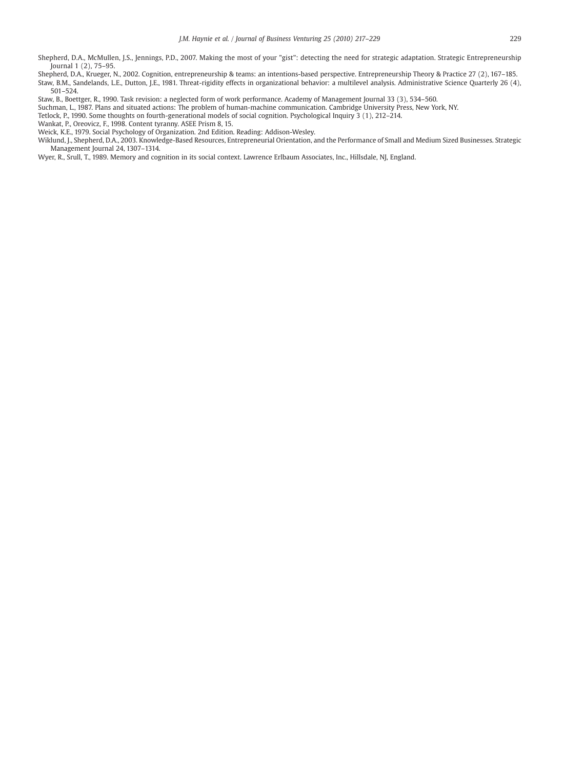Shepherd, D.A., McMullen, J.S., Jennings, P.D., 2007. Making the most of your "gist": detecting the need for strategic adaptation. Strategic Entrepreneurship Journal 1 (2), 75–95.

Shepherd, D.A., Krueger, N., 2002. Cognition, entrepreneurship & teams: an intentions-based perspective. Entrepreneurship Theory & Practice 27 (2), 167–185.

Staw, B.M., Sandelands, L.E., Dutton, J.E., 1981. Threat-rigidity effects in organizational behavior: a multilevel analysis. Administrative Science Quarterly 26 (4), 501–524.

Staw, B., Boettger, R., 1990. Task revision: a neglected form of work performance. Academy of Management Journal 33 (3), 534–560.

Suchman, L., 1987. Plans and situated actions: The problem of human-machine communication. Cambridge University Press, New York, NY.

Tetlock, P., 1990. Some thoughts on fourth-generational models of social cognition. Psychological Inquiry 3 (1), 212–214.

Wankat, P., Oreovicz, F., 1998. Content tyranny. ASEE Prism 8, 15.

Weick, K.E., 1979. Social Psychology of Organization. 2nd Edition. Reading: Addison-Wesley.

Wiklund, J., Shepherd, D.A., 2003. Knowledge-Based Resources, Entrepreneurial Orientation, and the Performance of Small and Medium Sized Businesses. Strategic Management Journal 24, 1307–1314.

Wyer, R., Srull, T., 1989. Memory and cognition in its social context. Lawrence Erlbaum Associates, Inc., Hillsdale, NJ, England.